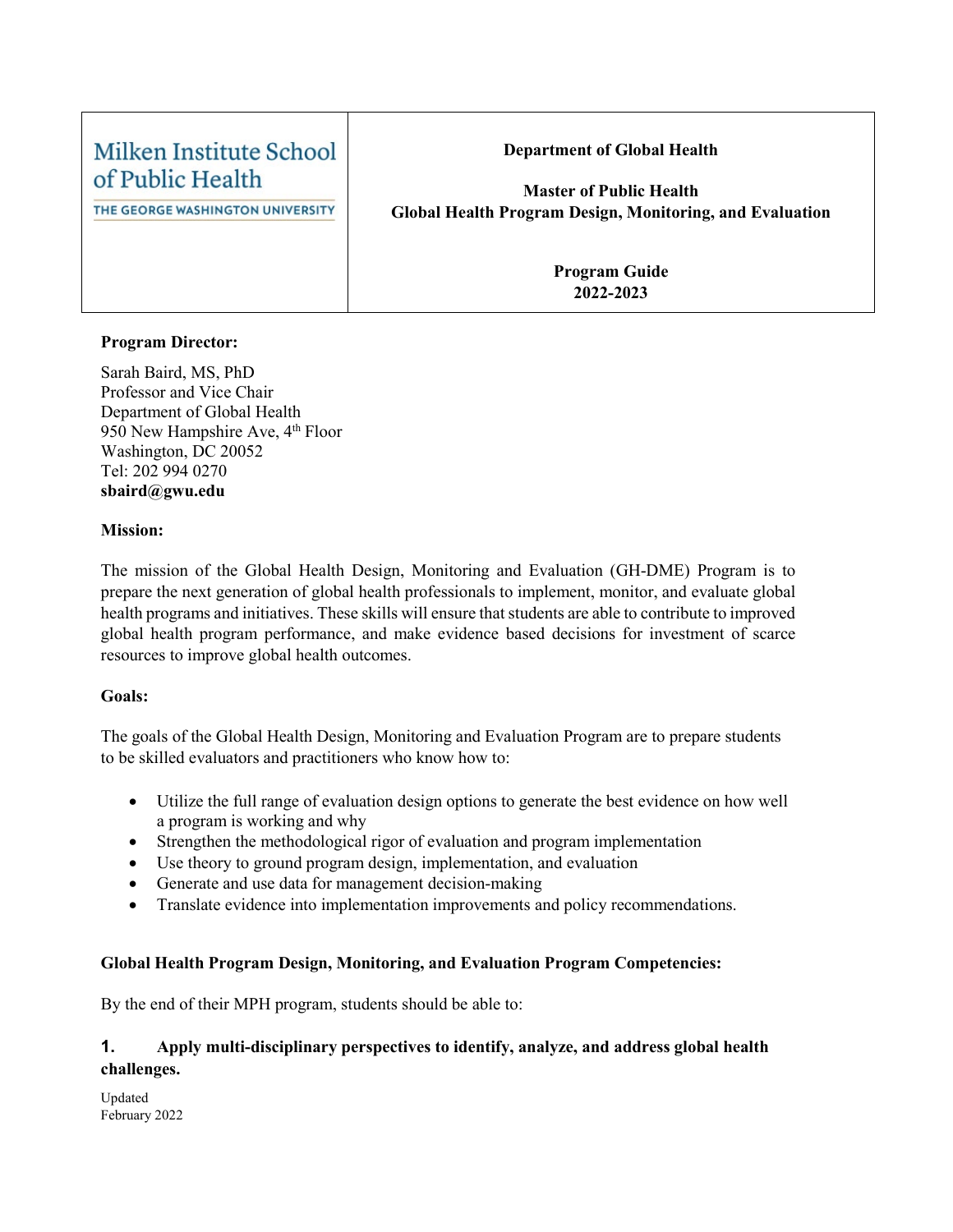| Milken Institute School of Public Health<br>THE GEORGE WASHINGTON UNIVERSITY | **Department of Global Health**<br><br>**Master of Public Health**<br>**Global Health Program Design, Monitoring, and Evaluation**<br><br>**Program Guide**<br>**2022-2023** |
|---|---|

**Program Director:**

Sarah Baird, MS, PhD
Professor and Vice Chair
Department of Global Health
950 New Hampshire Ave, 4th Floor
Washington, DC 20052
Tel: 202 994 0270
**sbaird@gwu.edu**

**Mission:**

The mission of the Global Health Design, Monitoring and Evaluation (GH-DME) Program is to prepare the next generation of global health professionals to implement, monitor, and evaluate global health programs and initiatives. These skills will ensure that students are able to contribute to improved global health program performance, and make evidence based decisions for investment of scarce resources to improve global health outcomes.

**Goals:**

The goals of the Global Health Design, Monitoring and Evaluation Program are to prepare students to be skilled evaluators and practitioners who know how to:

- Utilize the full range of evaluation design options to generate the best evidence on how well a program is working and why
- Strengthen the methodological rigor of evaluation and program implementation
- Use theory to ground program design, implementation, and evaluation
- Generate and use data for management decision-making
- Translate evidence into implementation improvements and policy recommendations.

**Global Health Program Design, Monitoring, and Evaluation Program Competencies:**

By the end of their MPH program, students should be able to:

**1. Apply multi-disciplinary perspectives to identify, analyze, and address global health challenges.**

Updated
February 2022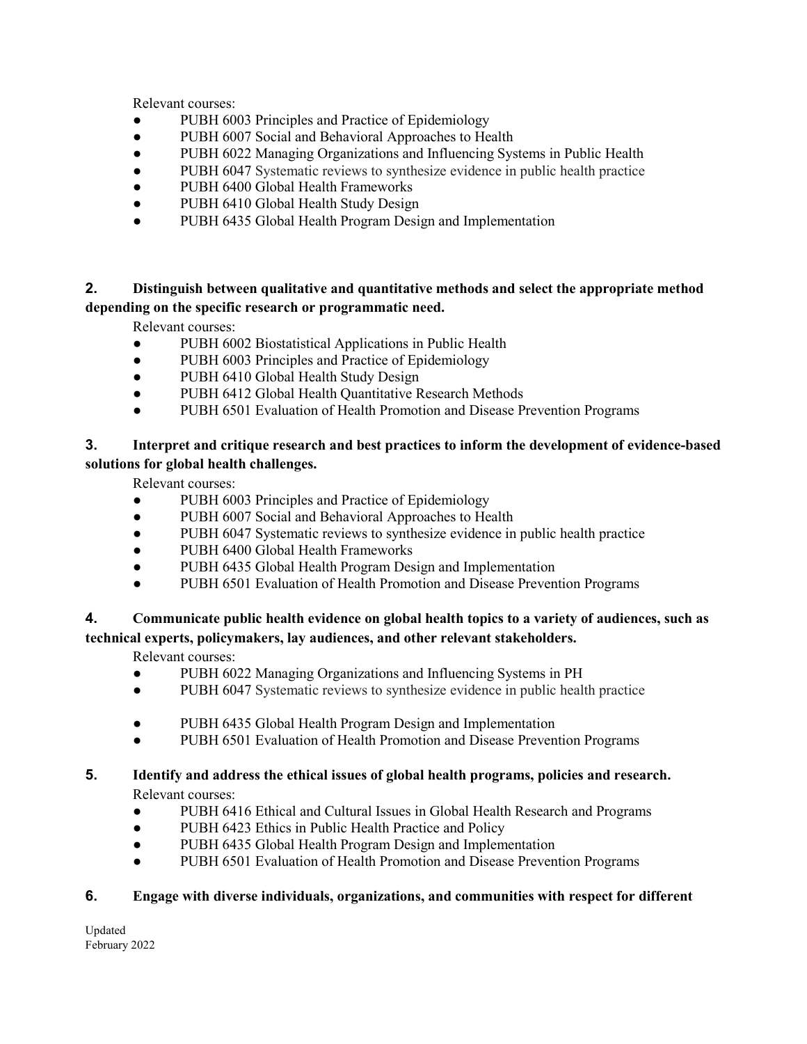Relevant courses:

- PUBH 6003 Principles and Practice of Epidemiology
- PUBH 6007 Social and Behavioral Approaches to Health
- PUBH 6022 Managing Organizations and Influencing Systems in Public Health
- PUBH 6047 Systematic reviews to synthesize evidence in public health practice
- PUBH 6400 Global Health Frameworks
- PUBH 6410 Global Health Study Design
- PUBH 6435 Global Health Program Design and Implementation

**2. Distinguish between qualitative and quantitative methods and select the appropriate method depending on the specific research or programmatic need.**

Relevant courses:

- PUBH 6002 Biostatistical Applications in Public Health
- PUBH 6003 Principles and Practice of Epidemiology
- PUBH 6410 Global Health Study Design
- PUBH 6412 Global Health Quantitative Research Methods
- PUBH 6501 Evaluation of Health Promotion and Disease Prevention Programs

**3. Interpret and critique research and best practices to inform the development of evidence-based solutions for global health challenges.**

Relevant courses:

- PUBH 6003 Principles and Practice of Epidemiology
- PUBH 6007 Social and Behavioral Approaches to Health
- PUBH 6047 Systematic reviews to synthesize evidence in public health practice
- PUBH 6400 Global Health Frameworks
- PUBH 6435 Global Health Program Design and Implementation
- PUBH 6501 Evaluation of Health Promotion and Disease Prevention Programs

**4. Communicate public health evidence on global health topics to a variety of audiences, such as technical experts, policymakers, lay audiences, and other relevant stakeholders.**

Relevant courses:

- PUBH 6022 Managing Organizations and Influencing Systems in PH
- PUBH 6047 Systematic reviews to synthesize evidence in public health practice
- PUBH 6435 Global Health Program Design and Implementation
- PUBH 6501 Evaluation of Health Promotion and Disease Prevention Programs

**5. Identify and address the ethical issues of global health programs, policies and research.**

Relevant courses:

- PUBH 6416 Ethical and Cultural Issues in Global Health Research and Programs
- PUBH 6423 Ethics in Public Health Practice and Policy
- PUBH 6435 Global Health Program Design and Implementation
- PUBH 6501 Evaluation of Health Promotion and Disease Prevention Programs

**6. Engage with diverse individuals, organizations, and communities with respect for different**

Updated
February 2022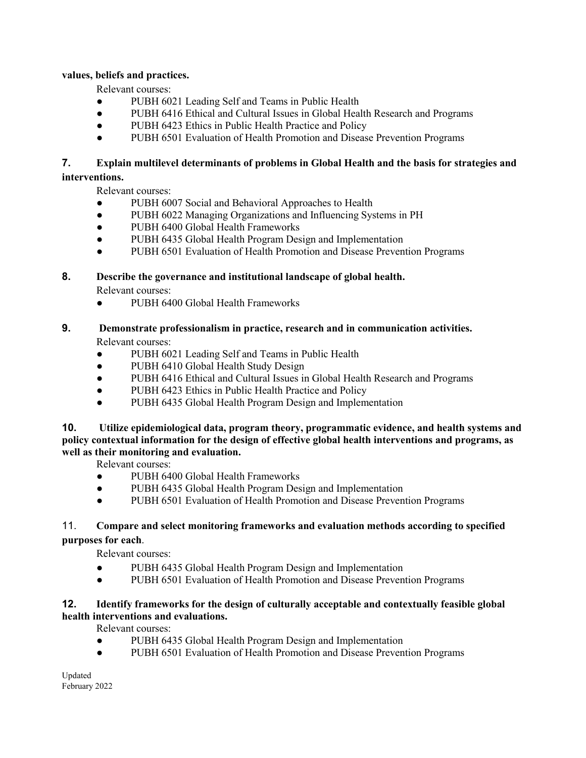**values, beliefs and practices.**

Relevant courses:

- PUBH 6021 Leading Self and Teams in Public Health
- PUBH 6416 Ethical and Cultural Issues in Global Health Research and Programs
- PUBH 6423 Ethics in Public Health Practice and Policy
- PUBH 6501 Evaluation of Health Promotion and Disease Prevention Programs

**7. Explain multilevel determinants of problems in Global Health and the basis for strategies and interventions.**

Relevant courses:

- PUBH 6007 Social and Behavioral Approaches to Health
- PUBH 6022 Managing Organizations and Influencing Systems in PH
- PUBH 6400 Global Health Frameworks
- PUBH 6435 Global Health Program Design and Implementation
- PUBH 6501 Evaluation of Health Promotion and Disease Prevention Programs

**8. Describe the governance and institutional landscape of global health.**

Relevant courses:

- PUBH 6400 Global Health Frameworks

**9. Demonstrate professionalism in practice, research and in communication activities.**

Relevant courses:

- PUBH 6021 Leading Self and Teams in Public Health
- PUBH 6410 Global Health Study Design
- PUBH 6416 Ethical and Cultural Issues in Global Health Research and Programs
- PUBH 6423 Ethics in Public Health Practice and Policy
- PUBH 6435 Global Health Program Design and Implementation

**10. Utilize epidemiological data, program theory, programmatic evidence, and health systems and policy contextual information for the design of effective global health interventions and programs, as well as their monitoring and evaluation.**

Relevant courses:

- PUBH 6400 Global Health Frameworks
- PUBH 6435 Global Health Program Design and Implementation
- PUBH 6501 Evaluation of Health Promotion and Disease Prevention Programs

11. **Compare and select monitoring frameworks and evaluation methods according to specified purposes for each**.

Relevant courses:

- PUBH 6435 Global Health Program Design and Implementation
- PUBH 6501 Evaluation of Health Promotion and Disease Prevention Programs

**12. Identify frameworks for the design of culturally acceptable and contextually feasible global health interventions and evaluations.**

Relevant courses:

- PUBH 6435 Global Health Program Design and Implementation
- PUBH 6501 Evaluation of Health Promotion and Disease Prevention Programs

Updated
February 2022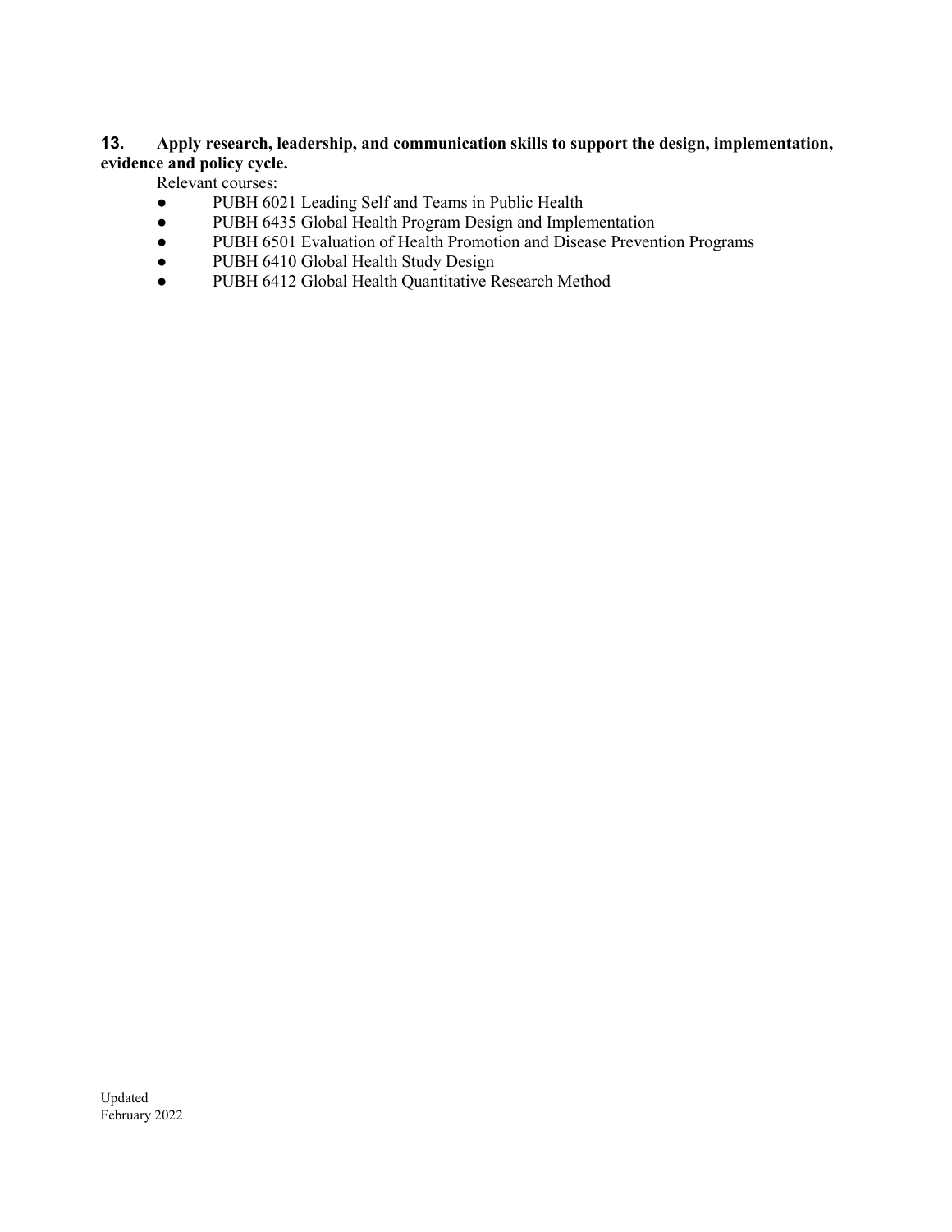**13. Apply research, leadership, and communication skills to support the design, implementation, evidence and policy cycle.**

Relevant courses:

- PUBH 6021 Leading Self and Teams in Public Health
- PUBH 6435 Global Health Program Design and Implementation
- PUBH 6501 Evaluation of Health Promotion and Disease Prevention Programs
- PUBH 6410 Global Health Study Design
- PUBH 6412 Global Health Quantitative Research Method

Updated
February 2022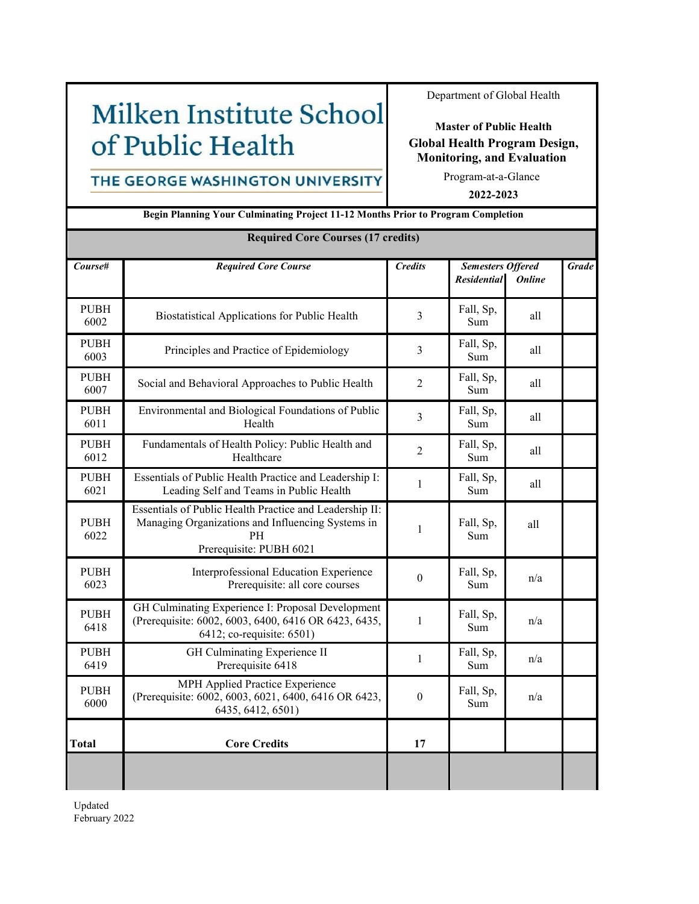# Milken Institute School of Public Health

THE GEORGE WASHINGTON UNIVERSITY

Department of Global Health

**Master of Public Health**

**Global Health Program Design, Monitoring, and Evaluation**

Program-at-a-Glance

**2022-2023**

**Begin Planning Your Culminating Project 11-12 Months Prior to Program Completion**

**Required Core Courses (17 credits)**

| *Course#* | *Required Core Course* | *Credits* | *Semesters Offered* | | *Grade* |
|---|---|---|---|---|---|
| | | | *Residential* | *Online* | |
| PUBH 6002 | Biostatistical Applications for Public Health | 3 | Fall, Sp, Sum | all | |
| PUBH 6003 | Principles and Practice of Epidemiology | 3 | Fall, Sp, Sum | all | |
| PUBH 6007 | Social and Behavioral Approaches to Public Health | 2 | Fall, Sp, Sum | all | |
| PUBH 6011 | Environmental and Biological Foundations of Public Health | 3 | Fall, Sp, Sum | all | |
| PUBH 6012 | Fundamentals of Health Policy: Public Health and Healthcare | 2 | Fall, Sp, Sum | all | |
| PUBH 6021 | Essentials of Public Health Practice and Leadership I: Leading Self and Teams in Public Health | 1 | Fall, Sp, Sum | all | |
| PUBH 6022 | Essentials of Public Health Practice and Leadership II: Managing Organizations and Influencing Systems in PH<br>Prerequisite: PUBH 6021 | 1 | Fall, Sp, Sum | all | |
| PUBH 6023 | Interprofessional Education Experience<br>Prerequisite: all core courses | 0 | Fall, Sp, Sum | n/a | |
| PUBH 6418 | GH Culminating Experience I: Proposal Development (Prerequisite: 6002, 6003, 6400, 6416 OR 6423, 6435, 6412; co-requisite: 6501) | 1 | Fall, Sp, Sum | n/a | |
| PUBH 6419 | GH Culminating Experience II<br>Prerequisite 6418 | 1 | Fall, Sp, Sum | n/a | |
| PUBH 6000 | MPH Applied Practice Experience (Prerequisite: 6002, 6003, 6021, 6400, 6416 OR 6423, 6435, 6412, 6501) | 0 | Fall, Sp, Sum | n/a | |
| **Total** | **Core Credits** | **17** | | | |

Updated
February 2022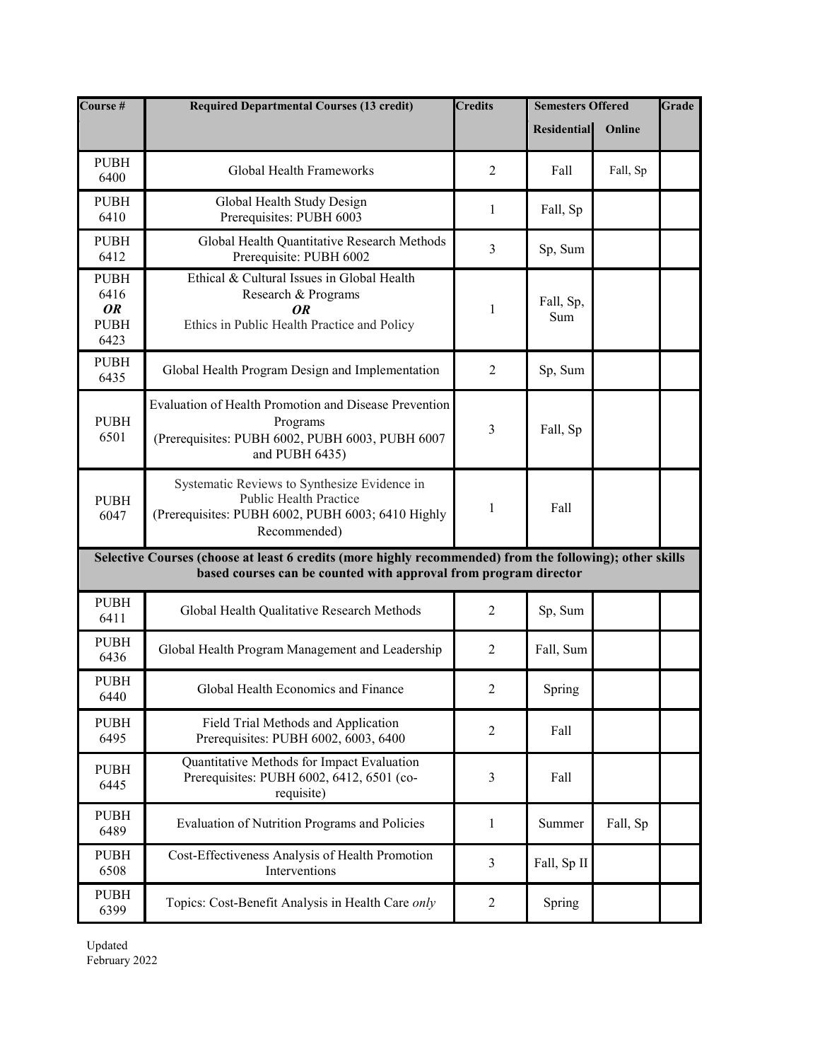| Course # | Required Departmental Courses (13 credit) | Credits | Semesters Offered | | Grade |
|---|---|---|---|---|---|
| | | | Residential | Online | |
| PUBH 6400 | Global Health Frameworks | 2 | Fall | Fall, Sp | |
| PUBH 6410 | Global Health Study Design<br>Prerequisites: PUBH 6003 | 1 | Fall, Sp | | |
| PUBH 6412 | Global Health Quantitative Research Methods<br>Prerequisite: PUBH 6002 | 3 | Sp, Sum | | |
| PUBH 6416 ***OR*** PUBH 6423 | Ethical & Cultural Issues in Global Health Research & Programs<br>***OR***<br>Ethics in Public Health Practice and Policy | 1 | Fall, Sp, Sum | | |
| PUBH 6435 | Global Health Program Design and Implementation | 2 | Sp, Sum | | |
| PUBH 6501 | Evaluation of Health Promotion and Disease Prevention Programs<br>(Prerequisites: PUBH 6002, PUBH 6003, PUBH 6007 and PUBH 6435) | 3 | Fall, Sp | | |
| PUBH 6047 | Systematic Reviews to Synthesize Evidence in Public Health Practice<br>(Prerequisites: PUBH 6002, PUBH 6003; 6410 Highly Recommended) | 1 | Fall | | |
| **Selective Courses (choose at least 6 credits (more highly recommended) from the following); other skills based courses can be counted with approval from program director** | | | | | |
| PUBH 6411 | Global Health Qualitative Research Methods | 2 | Sp, Sum | | |
| PUBH 6436 | Global Health Program Management and Leadership | 2 | Fall, Sum | | |
| PUBH 6440 | Global Health Economics and Finance | 2 | Spring | | |
| PUBH 6495 | Field Trial Methods and Application<br>Prerequisites: PUBH 6002, 6003, 6400 | 2 | Fall | | |
| PUBH 6445 | Quantitative Methods for Impact Evaluation<br>Prerequisites: PUBH 6002, 6412, 6501 (co-requisite) | 3 | Fall | | |
| PUBH 6489 | Evaluation of Nutrition Programs and Policies | 1 | Summer | Fall, Sp | |
| PUBH 6508 | Cost-Effectiveness Analysis of Health Promotion Interventions | 3 | Fall, Sp II | | |
| PUBH 6399 | Topics: Cost-Benefit Analysis in Health Care *only* | 2 | Spring | | |

Updated
February 2022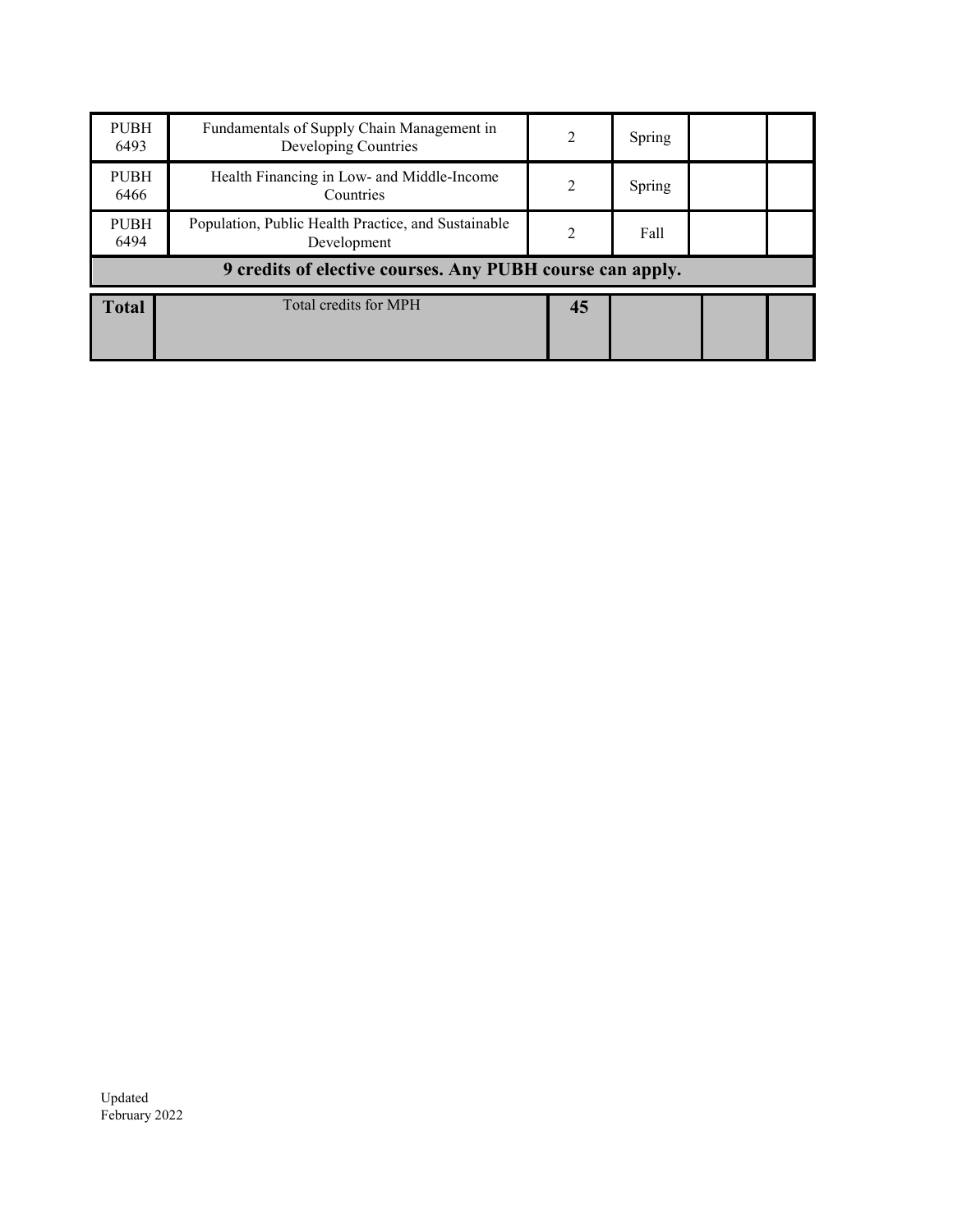| | | | | | |
|---|---|---|---|---|---|
| PUBH 6493 | Fundamentals of Supply Chain Management in Developing Countries | 2 | Spring | | |
| PUBH 6466 | Health Financing in Low- and Middle-Income Countries | 2 | Spring | | |
| PUBH 6494 | Population, Public Health Practice, and Sustainable Development | 2 | Fall | | |
| **9 credits of elective courses. Any PUBH course can apply.** | | | | | |
| **Total** | Total credits for MPH | **45** | | | |

Updated
February 2022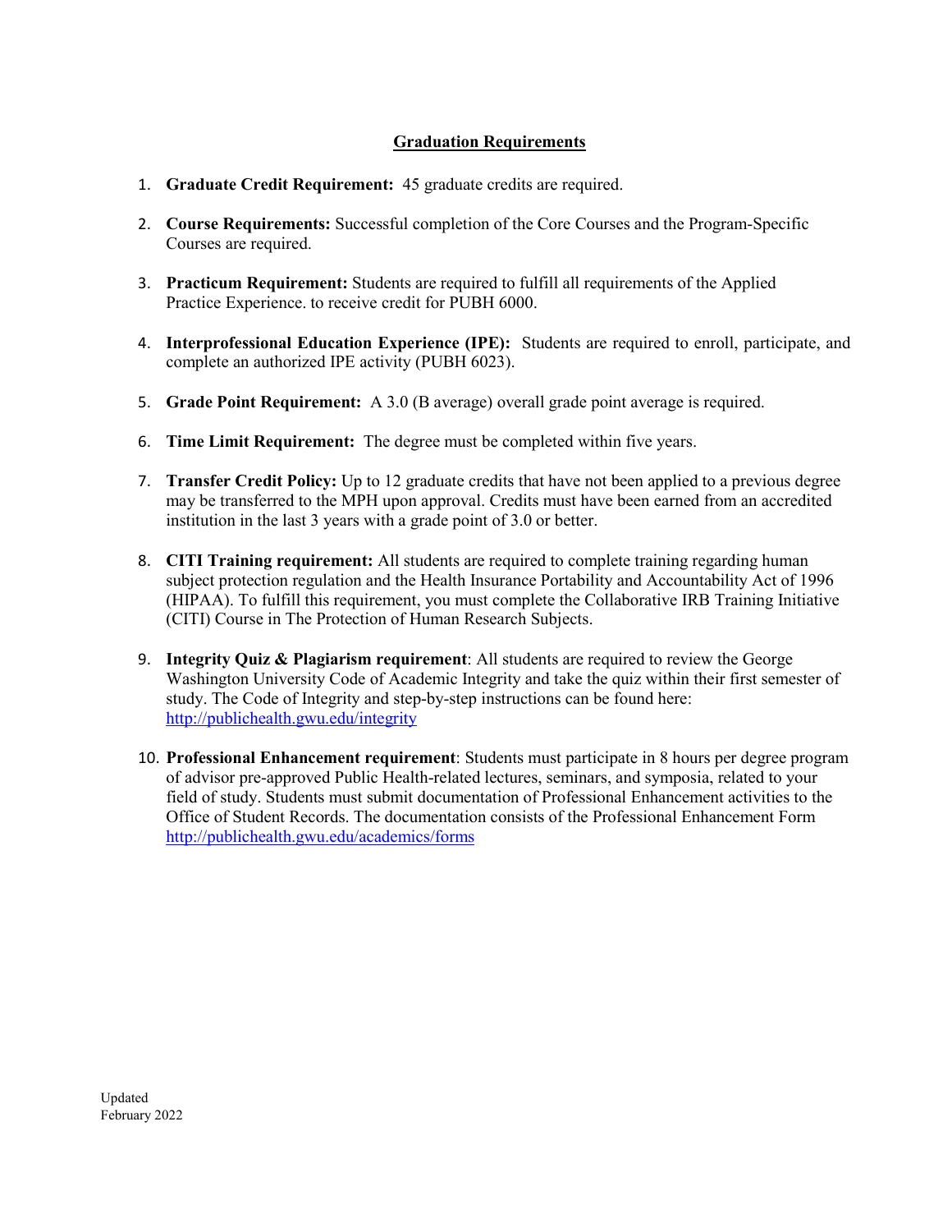## Graduation Requirements

1. **Graduate Credit Requirement:** 45 graduate credits are required.

2. **Course Requirements:** Successful completion of the Core Courses and the Program-Specific Courses are required.

3. **Practicum Requirement:** Students are required to fulfill all requirements of the Applied Practice Experience. to receive credit for PUBH 6000.

4. **Interprofessional Education Experience (IPE):** Students are required to enroll, participate, and complete an authorized IPE activity (PUBH 6023).

5. **Grade Point Requirement:** A 3.0 (B average) overall grade point average is required.

6. **Time Limit Requirement:** The degree must be completed within five years.

7. **Transfer Credit Policy:** Up to 12 graduate credits that have not been applied to a previous degree may be transferred to the MPH upon approval. Credits must have been earned from an accredited institution in the last 3 years with a grade point of 3.0 or better.

8. **CITI Training requirement:** All students are required to complete training regarding human subject protection regulation and the Health Insurance Portability and Accountability Act of 1996 (HIPAA). To fulfill this requirement, you must complete the Collaborative IRB Training Initiative (CITI) Course in The Protection of Human Research Subjects.

9. **Integrity Quiz & Plagiarism requirement**: All students are required to review the George Washington University Code of Academic Integrity and take the quiz within their first semester of study. The Code of Integrity and step-by-step instructions can be found here: http://publichealth.gwu.edu/integrity

10. **Professional Enhancement requirement**: Students must participate in 8 hours per degree program of advisor pre-approved Public Health-related lectures, seminars, and symposia, related to your field of study. Students must submit documentation of Professional Enhancement activities to the Office of Student Records. The documentation consists of the Professional Enhancement Form http://publichealth.gwu.edu/academics/forms

Updated
February 2022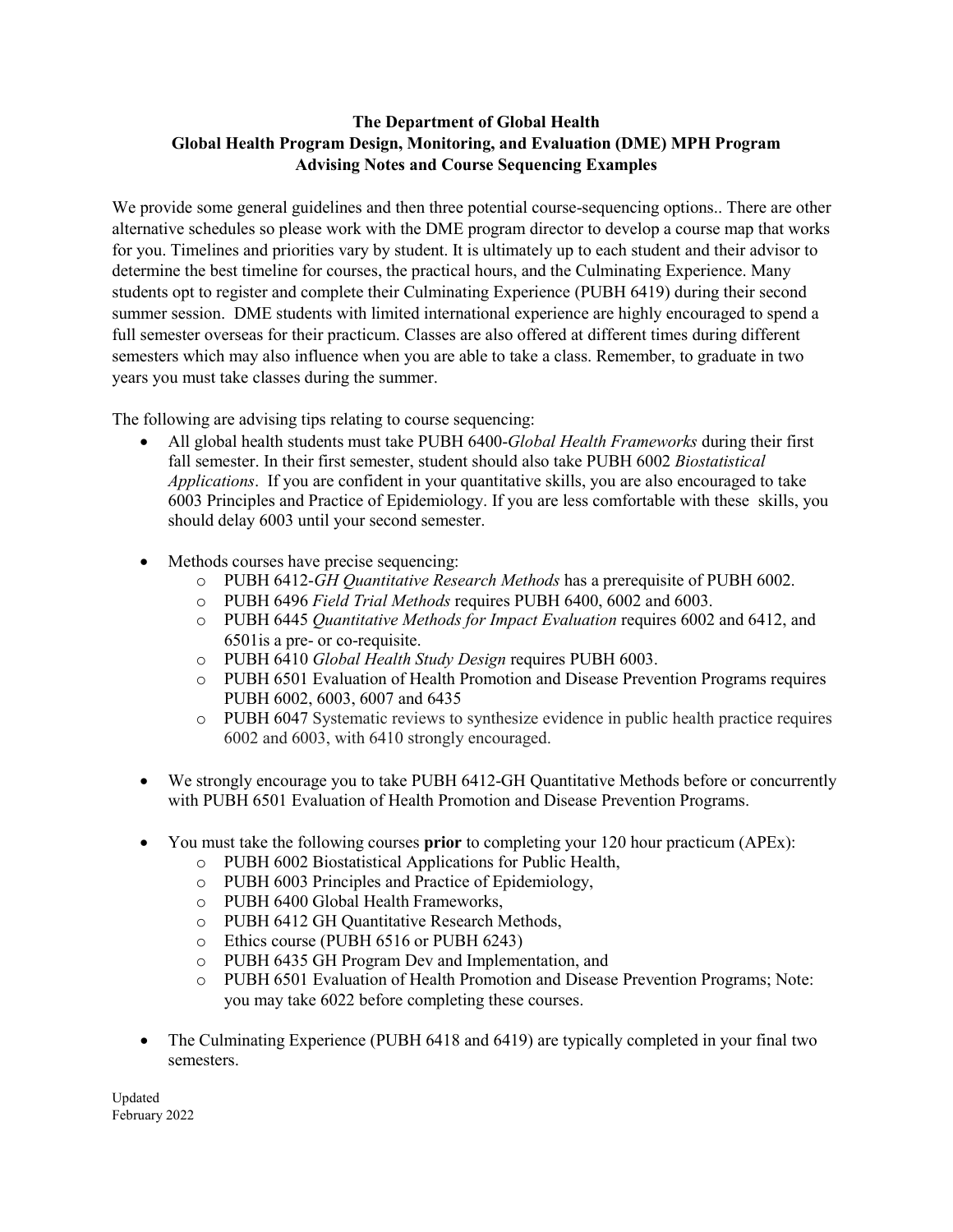**The Department of Global Health**
**Global Health Program Design, Monitoring, and Evaluation (DME) MPH Program**
**Advising Notes and Course Sequencing Examples**

We provide some general guidelines and then three potential course-sequencing options.. There are other alternative schedules so please work with the DME program director to develop a course map that works for you. Timelines and priorities vary by student. It is ultimately up to each student and their advisor to determine the best timeline for courses, the practical hours, and the Culminating Experience. Many students opt to register and complete their Culminating Experience (PUBH 6419) during their second summer session. DME students with limited international experience are highly encouraged to spend a full semester overseas for their practicum. Classes are also offered at different times during different semesters which may also influence when you are able to take a class. Remember, to graduate in two years you must take classes during the summer.

The following are advising tips relating to course sequencing:

- All global health students must take PUBH 6400-*Global Health Frameworks* during their first fall semester. In their first semester, student should also take PUBH 6002 *Biostatistical Applications*. If you are confident in your quantitative skills, you are also encouraged to take 6003 Principles and Practice of Epidemiology. If you are less comfortable with these skills, you should delay 6003 until your second semester.

- Methods courses have precise sequencing:
    - PUBH 6412-*GH Quantitative Research Methods* has a prerequisite of PUBH 6002.
    - PUBH 6496 *Field Trial Methods* requires PUBH 6400, 6002 and 6003.
    - PUBH 6445 *Quantitative Methods for Impact Evaluation* requires 6002 and 6412, and 6501is a pre- or co-requisite.
    - PUBH 6410 *Global Health Study Design* requires PUBH 6003.
    - PUBH 6501 Evaluation of Health Promotion and Disease Prevention Programs requires PUBH 6002, 6003, 6007 and 6435
    - PUBH 6047 Systematic reviews to synthesize evidence in public health practice requires 6002 and 6003, with 6410 strongly encouraged.

- We strongly encourage you to take PUBH 6412-GH Quantitative Methods before or concurrently with PUBH 6501 Evaluation of Health Promotion and Disease Prevention Programs.

- You must take the following courses **prior** to completing your 120 hour practicum (APEx):
    - PUBH 6002 Biostatistical Applications for Public Health,
    - PUBH 6003 Principles and Practice of Epidemiology,
    - PUBH 6400 Global Health Frameworks,
    - PUBH 6412 GH Quantitative Research Methods,
    - Ethics course (PUBH 6516 or PUBH 6243)
    - PUBH 6435 GH Program Dev and Implementation, and
    - PUBH 6501 Evaluation of Health Promotion and Disease Prevention Programs; Note: you may take 6022 before completing these courses.

- The Culminating Experience (PUBH 6418 and 6419) are typically completed in your final two semesters.

Updated
February 2022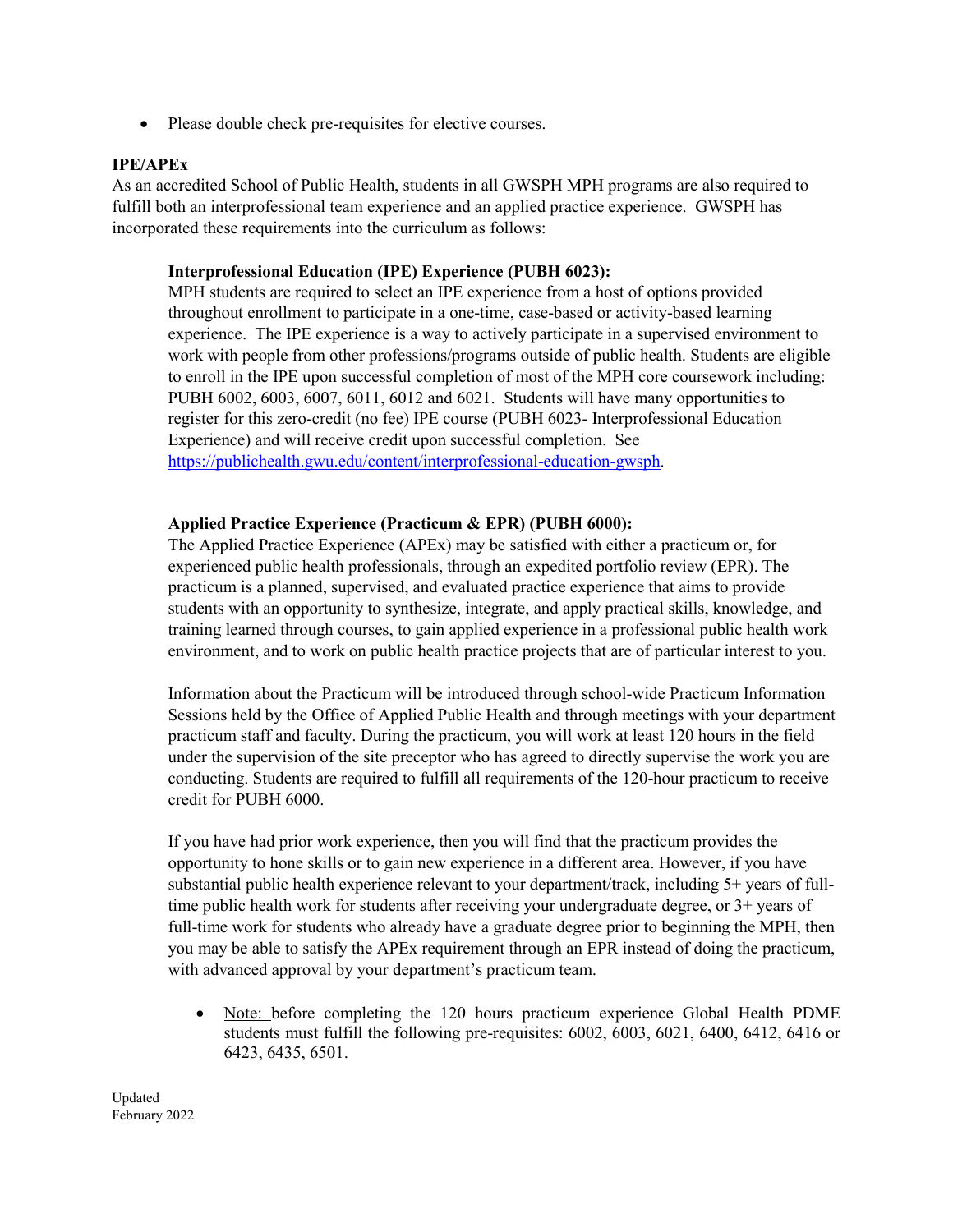- Please double check pre-requisites for elective courses.

**IPE/APEx**

As an accredited School of Public Health, students in all GWSPH MPH programs are also required to fulfill both an interprofessional team experience and an applied practice experience. GWSPH has incorporated these requirements into the curriculum as follows:

**Interprofessional Education (IPE) Experience (PUBH 6023):**

MPH students are required to select an IPE experience from a host of options provided throughout enrollment to participate in a one-time, case-based or activity-based learning experience. The IPE experience is a way to actively participate in a supervised environment to work with people from other professions/programs outside of public health. Students are eligible to enroll in the IPE upon successful completion of most of the MPH core coursework including: PUBH 6002, 6003, 6007, 6011, 6012 and 6021. Students will have many opportunities to register for this zero-credit (no fee) IPE course (PUBH 6023- Interprofessional Education Experience) and will receive credit upon successful completion. See [https://publichealth.gwu.edu/content/interprofessional-education-gwsph](https://publichealth.gwu.edu/content/interprofessional-education-gwsph).

**Applied Practice Experience (Practicum & EPR) (PUBH 6000):**

The Applied Practice Experience (APEx) may be satisfied with either a practicum or, for experienced public health professionals, through an expedited portfolio review (EPR). The practicum is a planned, supervised, and evaluated practice experience that aims to provide students with an opportunity to synthesize, integrate, and apply practical skills, knowledge, and training learned through courses, to gain applied experience in a professional public health work environment, and to work on public health practice projects that are of particular interest to you.

Information about the Practicum will be introduced through school-wide Practicum Information Sessions held by the Office of Applied Public Health and through meetings with your department practicum staff and faculty. During the practicum, you will work at least 120 hours in the field under the supervision of the site preceptor who has agreed to directly supervise the work you are conducting. Students are required to fulfill all requirements of the 120-hour practicum to receive credit for PUBH 6000.

If you have had prior work experience, then you will find that the practicum provides the opportunity to hone skills or to gain new experience in a different area. However, if you have substantial public health experience relevant to your department/track, including 5+ years of full-time public health work for students after receiving your undergraduate degree, or 3+ years of full-time work for students who already have a graduate degree prior to beginning the MPH, then you may be able to satisfy the APEx requirement through an EPR instead of doing the practicum, with advanced approval by your department's practicum team.

- Note: before completing the 120 hours practicum experience Global Health PDME students must fulfill the following pre-requisites: 6002, 6003, 6021, 6400, 6412, 6416 or 6423, 6435, 6501.

Updated
February 2022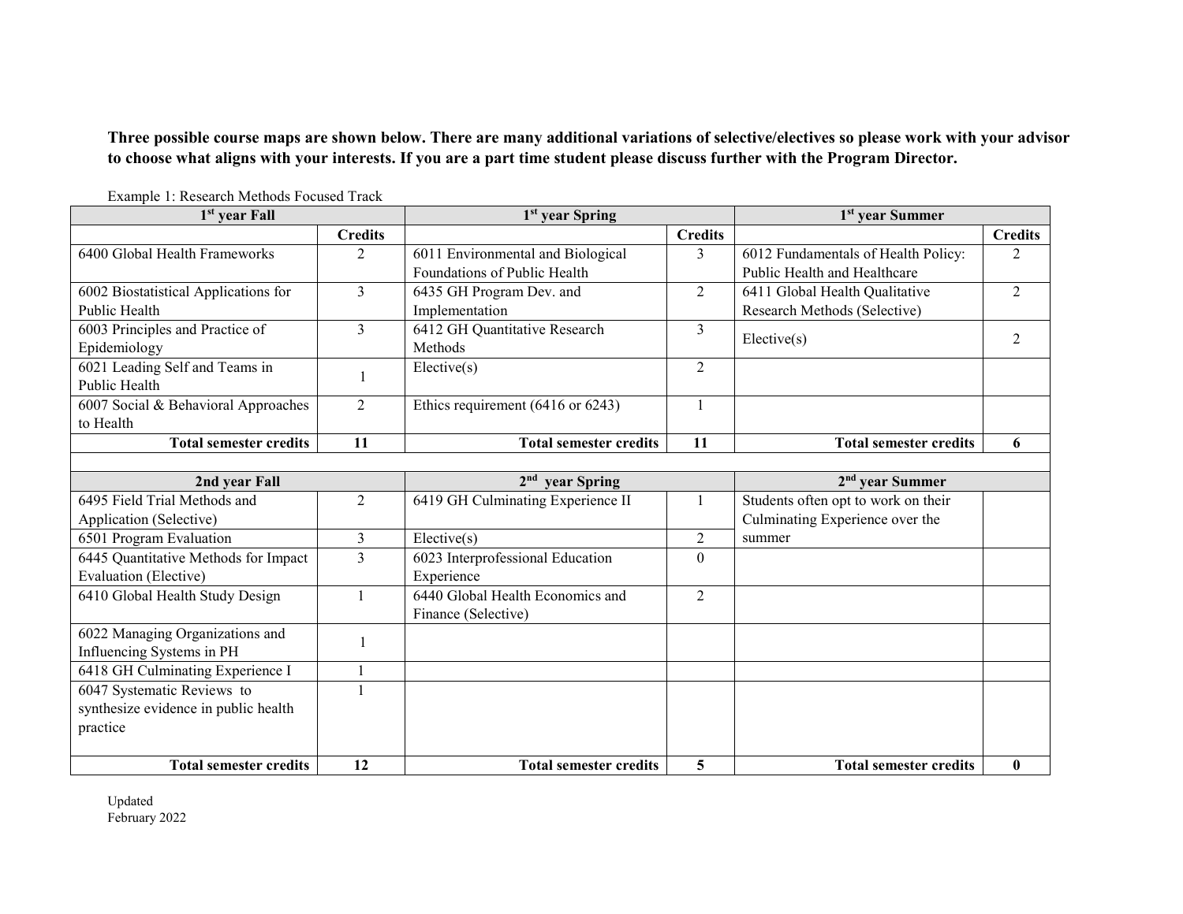**Three possible course maps are shown below. There are many additional variations of selective/electives so please work with your advisor to choose what aligns with your interests. If you are a part time student please discuss further with the Program Director.**

Example 1: Research Methods Focused Track

| 1st year Fall | | 1st year Spring | | 1st year Summer | |
|---|---|---|---|---|---|
| | **Credits** | | **Credits** | | **Credits** |
| 6400 Global Health Frameworks | 2 | 6011 Environmental and Biological Foundations of Public Health | 3 | 6012 Fundamentals of Health Policy: Public Health and Healthcare | 2 |
| 6002 Biostatistical Applications for Public Health | 3 | 6435 GH Program Dev. and Implementation | 2 | 6411 Global Health Qualitative Research Methods (Selective) | 2 |
| 6003 Principles and Practice of Epidemiology | 3 | 6412 GH Quantitative Research Methods | 3 | Elective(s) | 2 |
| 6021 Leading Self and Teams in Public Health | 1 | Elective(s) | 2 | | |
| 6007 Social & Behavioral Approaches to Health | 2 | Ethics requirement (6416 or 6243) | 1 | | |
| **Total semester credits** | **11** | **Total semester credits** | **11** | **Total semester credits** | **6** |
| | | | | | |
| **2nd year Fall** | | **2nd year Spring** | | **2nd year Summer** | |
| 6495 Field Trial Methods and Application (Selective) | 2 | 6419 GH Culminating Experience II | 1 | Students often opt to work on their Culminating Experience over the summer | |
| 6501 Program Evaluation | 3 | Elective(s) | 2 | | |
| 6445 Quantitative Methods for Impact Evaluation (Elective) | 3 | 6023 Interprofessional Education Experience | 0 | | |
| 6410 Global Health Study Design | 1 | 6440 Global Health Economics and Finance (Selective) | 2 | | |
| 6022 Managing Organizations and Influencing Systems in PH | 1 | | | | |
| 6418 GH Culminating Experience I | 1 | | | | |
| 6047 Systematic Reviews to synthesize evidence in public health practice | 1 | | | | |
| **Total semester credits** | **12** | **Total semester credits** | **5** | **Total semester credits** | **0** |

Updated
February 2022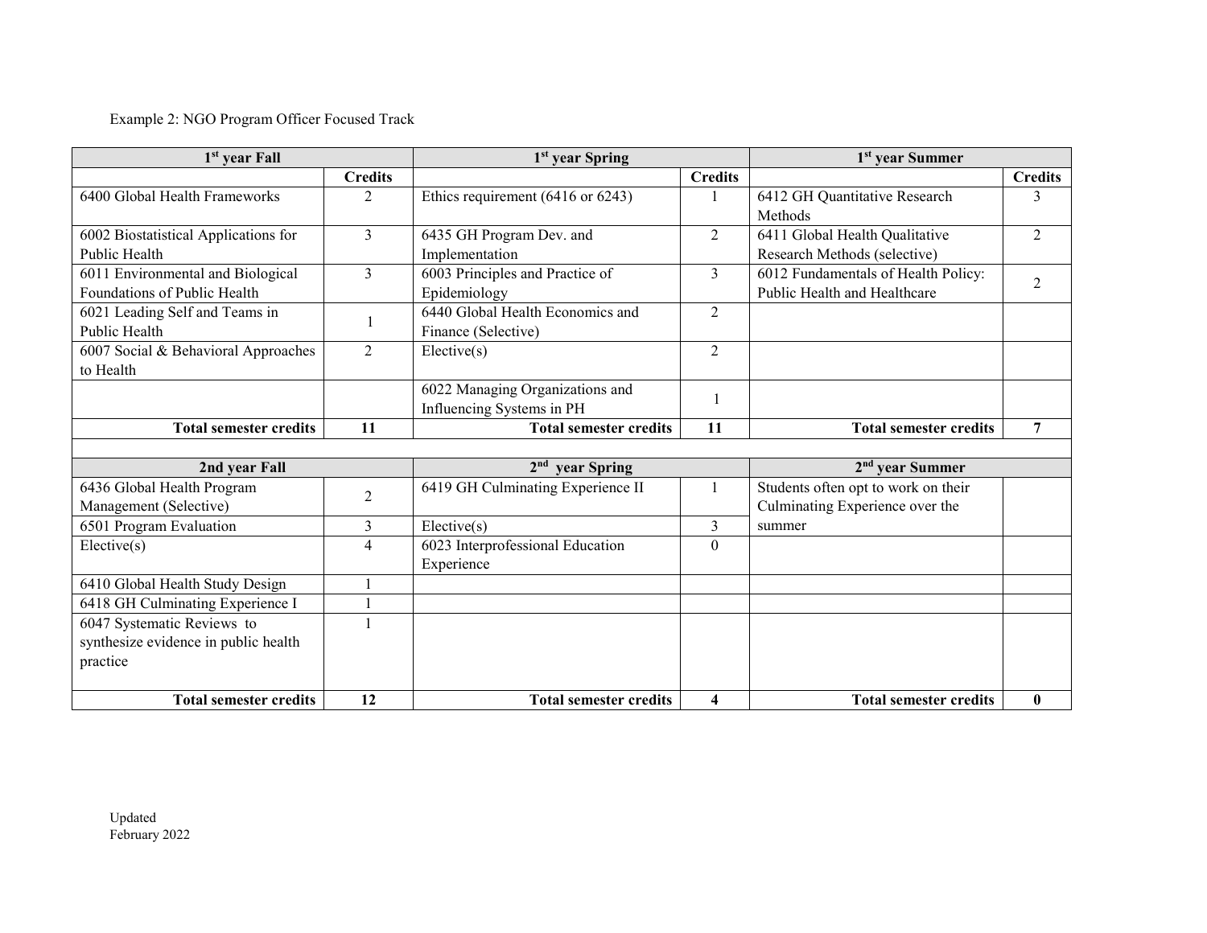Example 2: NGO Program Officer Focused Track

| 1st year Fall | | 1st year Spring | | 1st year Summer | |
|---|---|---|---|---|---|
| | **Credits** | | **Credits** | | **Credits** |
| 6400 Global Health Frameworks | 2 | Ethics requirement (6416 or 6243) | 1 | 6412 GH Quantitative Research Methods | 3 |
| 6002 Biostatistical Applications for Public Health | 3 | 6435 GH Program Dev. and Implementation | 2 | 6411 Global Health Qualitative Research Methods (selective) | 2 |
| 6011 Environmental and Biological Foundations of Public Health | 3 | 6003 Principles and Practice of Epidemiology | 3 | 6012 Fundamentals of Health Policy: Public Health and Healthcare | 2 |
| 6021 Leading Self and Teams in Public Health | 1 | 6440 Global Health Economics and Finance (Selective) | 2 | | |
| 6007 Social & Behavioral Approaches to Health | 2 | Elective(s) | 2 | | |
| | | 6022 Managing Organizations and Influencing Systems in PH | 1 | | |
| **Total semester credits** | **11** | **Total semester credits** | **11** | **Total semester credits** | **7** |
| | | | | | |
| **2nd year Fall** | | **2nd year Spring** | | **2nd year Summer** | |
| 6436 Global Health Program Management (Selective) | 2 | 6419 GH Culminating Experience II | 1 | Students often opt to work on their Culminating Experience over the summer | |
| 6501 Program Evaluation | 3 | Elective(s) | 3 | | |
| Elective(s) | 4 | 6023 Interprofessional Education Experience | 0 | | |
| 6410 Global Health Study Design | 1 | | | | |
| 6418 GH Culminating Experience I | 1 | | | | |
| 6047 Systematic Reviews to synthesize evidence in public health practice | 1 | | | | |
| **Total semester credits** | **12** | **Total semester credits** | **4** | **Total semester credits** | **0** |

Updated
February 2022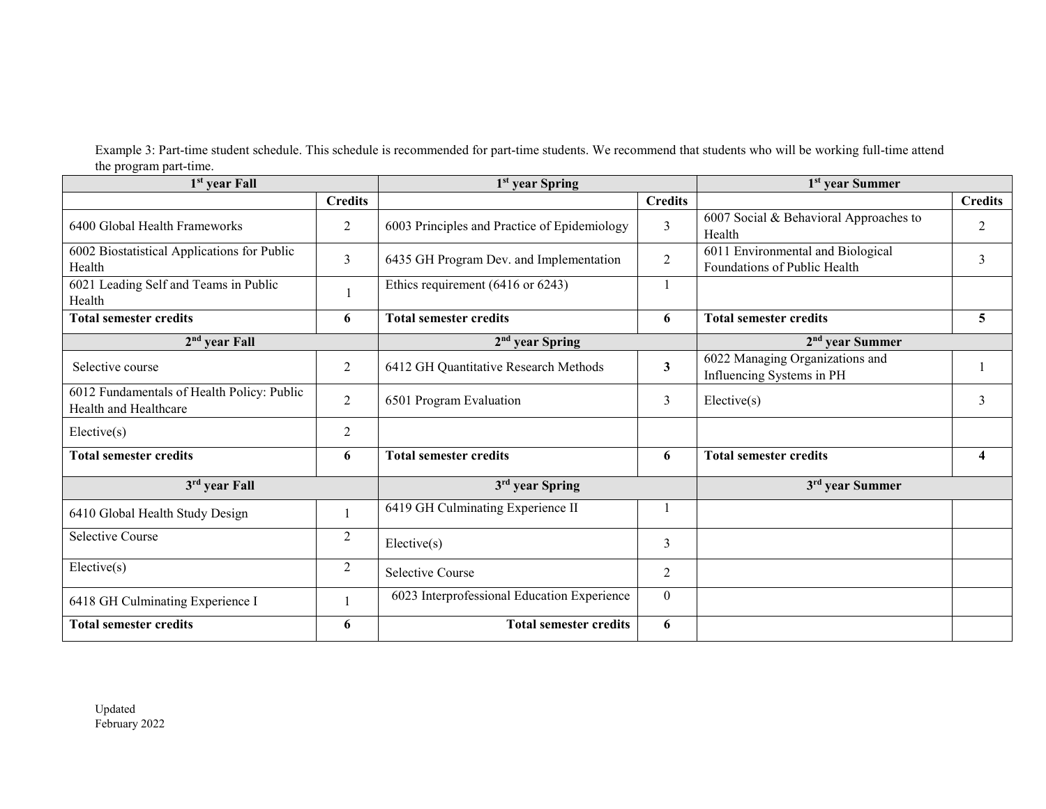Example 3: Part-time student schedule. This schedule is recommended for part-time students. We recommend that students who will be working full-time attend the program part-time.

| 1st year Fall | | 1st year Spring | | 1st year Summer | |
|---|---|---|---|---|---|
| | **Credits** | | **Credits** | | **Credits** |
| 6400 Global Health Frameworks | 2 | 6003 Principles and Practice of Epidemiology | 3 | 6007 Social & Behavioral Approaches to Health | 2 |
| 6002 Biostatistical Applications for Public Health | 3 | 6435 GH Program Dev. and Implementation | 2 | 6011 Environmental and Biological Foundations of Public Health | 3 |
| 6021 Leading Self and Teams in Public Health | 1 | Ethics requirement (6416 or 6243) | 1 | | |
| **Total semester credits** | **6** | **Total semester credits** | **6** | **Total semester credits** | **5** |
| **2nd year Fall** | | **2nd year Spring** | | **2nd year Summer** | |
| Selective course | 2 | 6412 GH Quantitative Research Methods | **3** | 6022 Managing Organizations and Influencing Systems in PH | 1 |
| 6012 Fundamentals of Health Policy: Public Health and Healthcare | 2 | 6501 Program Evaluation | 3 | Elective(s) | 3 |
| Elective(s) | 2 | | | | |
| **Total semester credits** | **6** | **Total semester credits** | **6** | **Total semester credits** | **4** |
| **3rd year Fall** | | **3rd year Spring** | | **3rd year Summer** | |
| 6410 Global Health Study Design | 1 | 6419 GH Culminating Experience II | 1 | | |
| Selective Course | 2 | Elective(s) | 3 | | |
| Elective(s) | 2 | Selective Course | 2 | | |
| 6418 GH Culminating Experience I | 1 | 6023 Interprofessional Education Experience | 0 | | |
| **Total semester credits** | **6** | **Total semester credits** | **6** | | |

Updated
February 2022